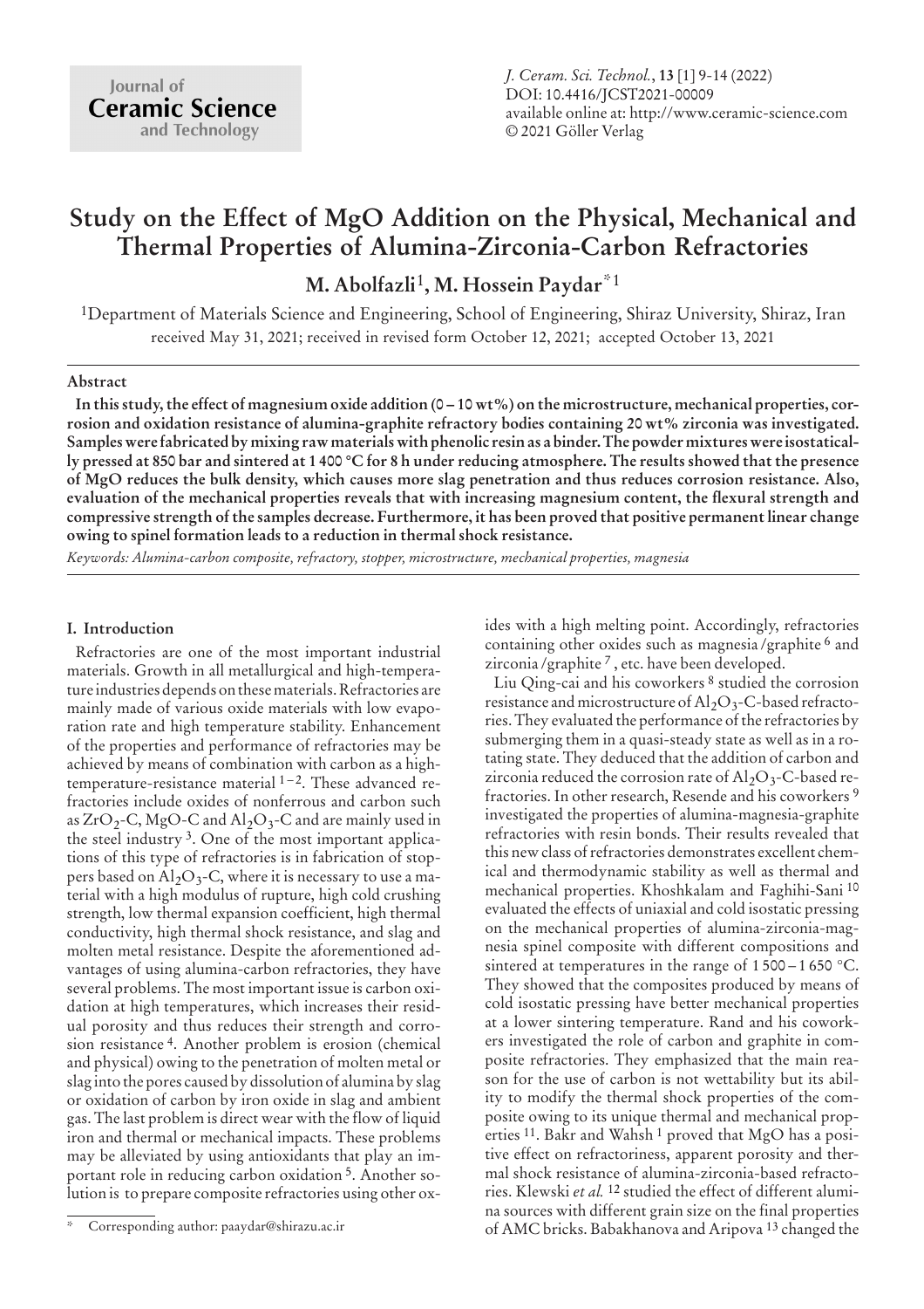# Study on the Effect of MgO Addition on the Physical, Mechanical and Thermal Properties of Alumina-Zirconia-Carbon Refractories

**M. Abolfazli[1], M. Hossein Paydar*[1]**

[1]Department of Materials Science and Engineering, School of Engineering, Shiraz University, Shiraz, Iran
received May 31, 2021; received in revised form October 12, 2021; accepted October 13, 2021

## Abstract

**In this study, the effect of magnesium oxide addition (0 – 10 wt%) on the microstructure, mechanical properties, corrosion and oxidation resistance of alumina-graphite refractory bodies containing 20 wt% zirconia was investigated. Samples were fabricated by mixing raw materials with phenolic resin as a binder. The powder mixtures were isostatically pressed at 850 bar and sintered at 1 400 °C for 8 h under reducing atmosphere. The results showed that the presence of MgO reduces the bulk density, which causes more slag penetration and thus reduces corrosion resistance. Also, evaluation of the mechanical properties reveals that with increasing magnesium content, the flexural strength and compressive strength of the samples decrease. Furthermore, it has been proved that positive permanent linear change owing to spinel formation leads to a reduction in thermal shock resistance.**

*Keywords: Alumina-carbon composite, refractory, stopper, microstructure, mechanical properties, magnesia*

## I. Introduction

Refractories are one of the most important industrial materials. Growth in all metallurgical and high-temperature industries depends on these materials. Refractories are mainly made of various oxide materials with low evaporation rate and high temperature stability. Enhancement of the properties and performance of refractories may be achieved by means of combination with carbon as a high-temperature-resistance material [1–2]. These advanced refractories include oxides of nonferrous and carbon such as $ZrO_2$-C, MgO-C and $Al_2O_3$-C and are mainly used in the steel industry [3]. One of the most important applications of this type of refractories is in fabrication of stoppers based on $Al_2O_3$-C, where it is necessary to use a material with a high modulus of rupture, high cold crushing strength, low thermal expansion coefficient, high thermal conductivity, high thermal shock resistance, and slag and molten metal resistance. Despite the aforementioned advantages of using alumina-carbon refractories, they have several problems. The most important issue is carbon oxidation at high temperatures, which increases their residual porosity and thus reduces their strength and corrosion resistance [4]. Another problem is erosion (chemical and physical) owing to the penetration of molten metal or slag into the pores caused by dissolution of alumina by slag or oxidation of carbon by iron oxide in slag and ambient gas. The last problem is direct wear with the flow of liquid iron and thermal or mechanical impacts. These problems may be alleviated by using antioxidants that play an important role in reducing carbon oxidation [5]. Another solution is to prepare composite refractories using other oxides with a high melting point. Accordingly, refractories containing other oxides such as magnesia/graphite [6] and zirconia/graphite [7], etc. have been developed.

Liu Qing-cai and his coworkers [8] studied the corrosion resistance and microstructure of $Al_2O_3$-C-based refractories. They evaluated the performance of the refractories by submerging them in a quasi-steady state as well as in a rotating state. They deduced that the addition of carbon and zirconia reduced the corrosion rate of $Al_2O_3$-C-based refractories. In other research, Resende and his coworkers [9] investigated the properties of alumina-magnesia-graphite refractories with resin bonds. Their results revealed that this new class of refractories demonstrates excellent chemical and thermodynamic stability as well as thermal and mechanical properties. Khoshkalam and Faghihi-Sani [10] evaluated the effects of uniaxial and cold isostatic pressing on the mechanical properties of alumina-zirconia-magnesia spinel composite with different compositions and sintered at temperatures in the range of 1 500 – 1 650 °C. They showed that the composites produced by means of cold isostatic pressing have better mechanical properties at a lower sintering temperature. Rand and his coworkers investigated the role of carbon and graphite in composite refractories. They emphasized that the main reason for the use of carbon is not wettability but its ability to modify the thermal shock properties of the composite owing to its unique thermal and mechanical properties [11]. Bakr and Wahsh [1] proved that MgO has a positive effect on refractoriness, apparent porosity and thermal shock resistance of alumina-zirconia-based refractories. Klewski *et al.* [12] studied the effect of different alumina sources with different grain size on the final properties of AMC bricks. Babakhanova and Aripova [13] changed the

\* Corresponding author: paaydar@shirazu.ac.ir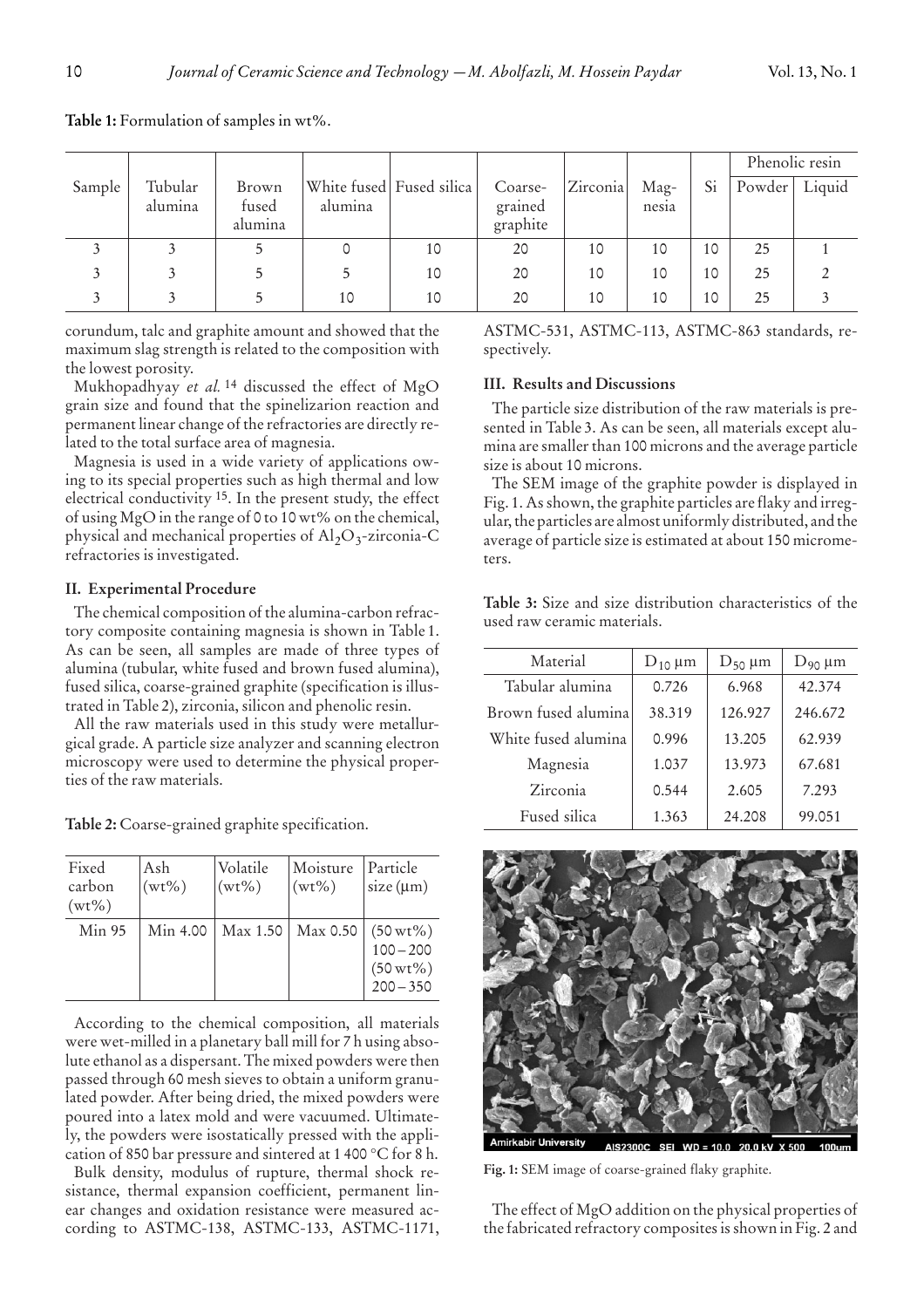**Table 1:** Formulation of samples in wt%.

| Sample | Tubular alumina | Brown fused alumina | White fused alumina | Fused silica | Coarse-grained graphite | Zirconia | Magnesia | Si | Phenolic resin | |
|---|---|---|---|---|---|---|---|---|---|---|
| | | | | | | | | | Powder | Liquid |
| 3 | 3 | 5 | 0 | 10 | 20 | 10 | 10 | 10 | 25 | 1 |
| 3 | 3 | 5 | 5 | 10 | 20 | 10 | 10 | 10 | 25 | 2 |
| 3 | 3 | 5 | 10 | 10 | 20 | 10 | 10 | 10 | 25 | 3 |

corundum, talc and graphite amount and showed that the maximum slag strength is related to the composition with the lowest porosity.

Mukhopadhyay *et al.* [14] discussed the effect of MgO grain size and found that the spinelizarion reaction and permanent linear change of the refractories are directly related to the total surface area of magnesia.

Magnesia is used in a wide variety of applications owing to its special properties such as high thermal and low electrical conductivity [15]. In the present study, the effect of using MgO in the range of 0 to 10 wt% on the chemical, physical and mechanical properties of $Al_2O_3$-zirconia-C refractories is investigated.

## II. Experimental Procedure

The chemical composition of the alumina-carbon refractory composite containing magnesia is shown in Table 1. As can be seen, all samples are made of three types of alumina (tubular, white fused and brown fused alumina), fused silica, coarse-grained graphite (specification is illustrated in Table 2), zirconia, silicon and phenolic resin.

All the raw materials used in this study were metallurgical grade. A particle size analyzer and scanning electron microscopy were used to determine the physical properties of the raw materials.

**Table 2:** Coarse-grained graphite specification.

| Fixed carbon (wt%) | Ash (wt%) | Volatile (wt%) | Moisture (wt%) | Particle size (µm) |
|---|---|---|---|---|
| Min 95 | Min 4.00 | Max 1.50 | Max 0.50 | (50 wt%) 100 – 200 (50 wt%) 200 – 350 |

According to the chemical composition, all materials were wet-milled in a planetary ball mill for 7 h using absolute ethanol as a dispersant. The mixed powders were then passed through 60 mesh sieves to obtain a uniform granulated powder. After being dried, the mixed powders were poured into a latex mold and were vacuumed. Ultimately, the powders were isostatically pressed with the application of 850 bar pressure and sintered at 1 400 °C for 8 h.

Bulk density, modulus of rupture, thermal shock resistance, thermal expansion coefficient, permanent linear changes and oxidation resistance were measured according to ASTMC-138, ASTMC-133, ASTMC-1171, ASTMC-531, ASTMC-113, ASTMC-863 standards, respectively.

## III. Results and Discussions

The particle size distribution of the raw materials is presented in Table 3. As can be seen, all materials except alumina are smaller than 100 microns and the average particle size is about 10 microns.

The SEM image of the graphite powder is displayed in Fig. 1. As shown, the graphite particles are flaky and irregular, the particles are almost uniformly distributed, and the average of particle size is estimated at about 150 micrometers.

**Table 3:** Size and size distribution characteristics of the used raw ceramic materials.

| Material | $D_{10}$ µm | $D_{50}$ µm | $D_{90}$ µm |
|---|---|---|---|
| Tabular alumina | 0.726 | 6.968 | 42.374 |
| Brown fused alumina | 38.319 | 126.927 | 246.672 |
| White fused alumina | 0.996 | 13.205 | 62.939 |
| Magnesia | 1.037 | 13.973 | 67.681 |
| Zirconia | 0.544 | 2.605 | 7.293 |
| Fused silica | 1.363 | 24.208 | 99.051 |

**Fig. 1:** SEM image of coarse-grained flaky graphite.

The effect of MgO addition on the physical properties of the fabricated refractory composites is shown in Fig. 2 and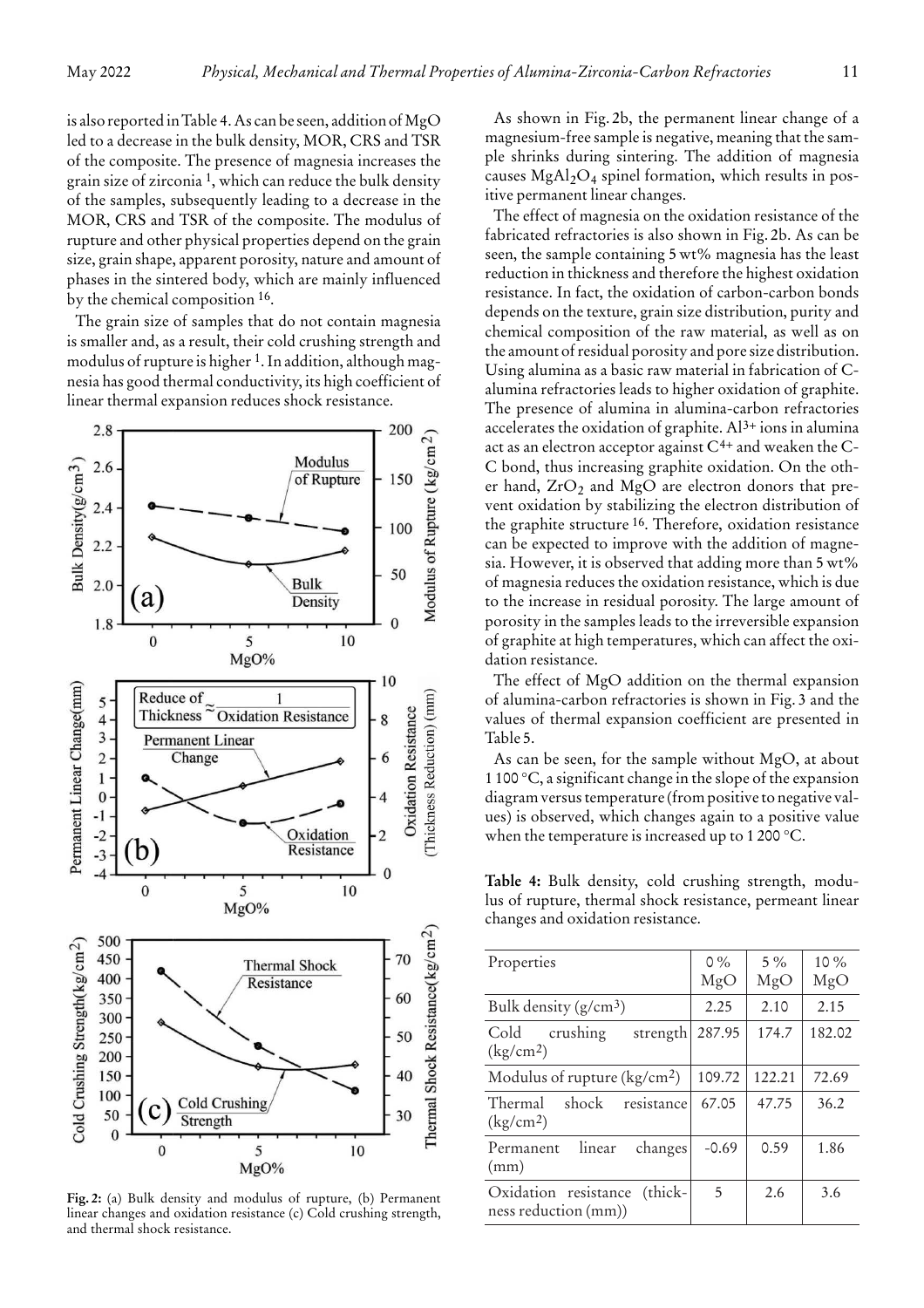is also reported in Table 4. As can be seen, addition of MgO led to a decrease in the bulk density, MOR, CRS and TSR of the composite. The presence of magnesia increases the grain size of zirconia [1], which can reduce the bulk density of the samples, subsequently leading to a decrease in the MOR, CRS and TSR of the composite. The modulus of rupture and other physical properties depend on the grain size, grain shape, apparent porosity, nature and amount of phases in the sintered body, which are mainly influenced by the chemical composition [16].

The grain size of samples that do not contain magnesia is smaller and, as a result, their cold crushing strength and modulus of rupture is higher [1]. In addition, although magnesia has good thermal conductivity, its high coefficient of linear thermal expansion reduces shock resistance.

**Fig. 2:** (a) Bulk density and modulus of rupture, (b) Permanent linear changes and oxidation resistance (c) Cold crushing strength, and thermal shock resistance.

As shown in Fig. 2b, the permanent linear change of a magnesium-free sample is negative, meaning that the sample shrinks during sintering. The addition of magnesia causes $MgAl_2O_4$ spinel formation, which results in positive permanent linear changes.

The effect of magnesia on the oxidation resistance of the fabricated refractories is also shown in Fig. 2b. As can be seen, the sample containing 5 wt% magnesia has the least reduction in thickness and therefore the highest oxidation resistance. In fact, the oxidation of carbon-carbon bonds depends on the texture, grain size distribution, purity and chemical composition of the raw material, as well as on the amount of residual porosity and pore size distribution. Using alumina as a basic raw material in fabrication of C-alumina refractories leads to higher oxidation of graphite. The presence of alumina in alumina-carbon refractories accelerates the oxidation of graphite. $Al^{3+}$ ions in alumina act as an electron acceptor against $C^{4+}$ and weaken the C-C bond, thus increasing graphite oxidation. On the other hand, $ZrO_2$ and MgO are electron donors that prevent oxidation by stabilizing the electron distribution of the graphite structure [16]. Therefore, oxidation resistance can be expected to improve with the addition of magnesia. However, it is observed that adding more than 5 wt% of magnesia reduces the oxidation resistance, which is due to the increase in residual porosity. The large amount of porosity in the samples leads to the irreversible expansion of graphite at high temperatures, which can affect the oxidation resistance.

The effect of MgO addition on the thermal expansion of alumina-carbon refractories is shown in Fig. 3 and the values of thermal expansion coefficient are presented in Table 5.

As can be seen, for the sample without MgO, at about 1 100 °C, a significant change in the slope of the expansion diagram versus temperature (from positive to negative values) is observed, which changes again to a positive value when the temperature is increased up to 1 200 °C.

**Table 4:** Bulk density, cold crushing strength, modulus of rupture, thermal shock resistance, permeant linear changes and oxidation resistance.

| Properties | 0 % MgO | 5 % MgO | 10 % MgO |
|---|---|---|---|
| Bulk density (g/cm$^3$) | 2.25 | 2.10 | 2.15 |
| Cold crushing strength (kg/cm$^2$) | 287.95 | 174.7 | 182.02 |
| Modulus of rupture (kg/cm$^2$) | 109.72 | 122.21 | 72.69 |
| Thermal shock resistance (kg/cm$^2$) | 67.05 | 47.75 | 36.2 |
| Permanent linear changes (mm) | -0.69 | 0.59 | 1.86 |
| Oxidation resistance (thickness reduction (mm)) | 5 | 2.6 | 3.6 |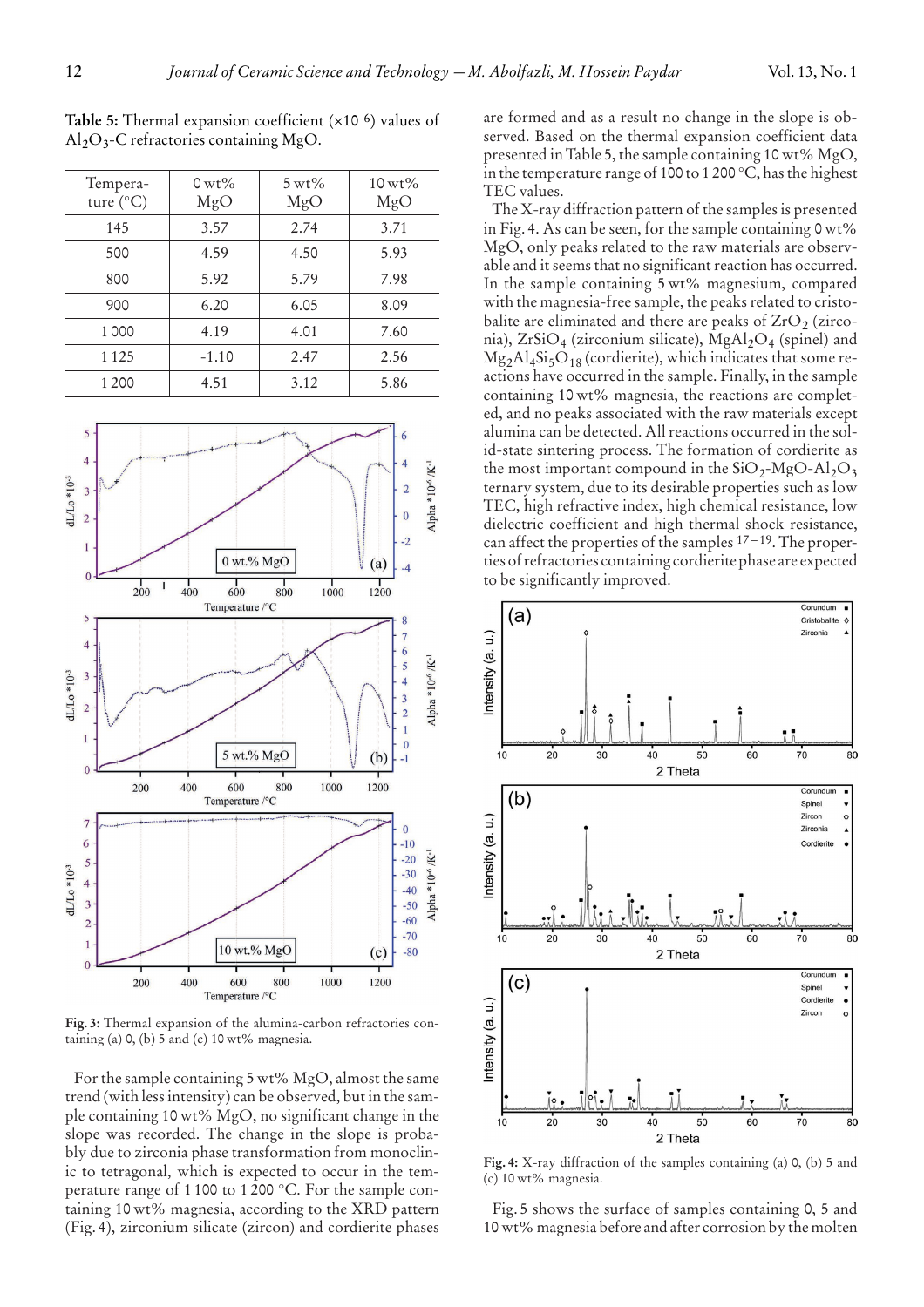**Table 5:** Thermal expansion coefficient (×$10^{-6}$) values of $Al_2O_3$-C refractories containing MgO.

| Temperature (°C) | 0 wt% MgO | 5 wt% MgO | 10 wt% MgO |
|---|---|---|---|
| 145 | 3.57 | 2.74 | 3.71 |
| 500 | 4.59 | 4.50 | 5.93 |
| 800 | 5.92 | 5.79 | 7.98 |
| 900 | 6.20 | 6.05 | 8.09 |
| 1 000 | 4.19 | 4.01 | 7.60 |
| 1 125 | -1.10 | 2.47 | 2.56 |
| 1 200 | 4.51 | 3.12 | 5.86 |

**Fig. 3:** Thermal expansion of the alumina-carbon refractories containing (a) 0, (b) 5 and (c) 10 wt% magnesia.

For the sample containing 5 wt% MgO, almost the same trend (with less intensity) can be observed, but in the sample containing 10 wt% MgO, no significant change in the slope was recorded. The change in the slope is probably due to zirconia phase transformation from monoclinic to tetragonal, which is expected to occur in the temperature range of 1 100 to 1 200 °C. For the sample containing 10 wt% magnesia, according to the XRD pattern (Fig. 4), zirconium silicate (zircon) and cordierite phases are formed and as a result no change in the slope is observed. Based on the thermal expansion coefficient data presented in Table 5, the sample containing 10 wt% MgO, in the temperature range of 100 to 1 200 °C, has the highest TEC values.

The X-ray diffraction pattern of the samples is presented in Fig. 4. As can be seen, for the sample containing 0 wt% MgO, only peaks related to the raw materials are observable and it seems that no significant reaction has occurred. In the sample containing 5 wt% magnesium, compared with the magnesia-free sample, the peaks related to cristobalite are eliminated and there are peaks of $ZrO_2$ (zirconia), $ZrSiO_4$ (zirconium silicate), $MgAl_2O_4$ (spinel) and $Mg_2Al_4Si_5O_{18}$ (cordierite), which indicates that some reactions have occurred in the sample. Finally, in the sample containing 10 wt% magnesia, the reactions are completed, and no peaks associated with the raw materials except alumina can be detected. All reactions occurred in the solid-state sintering process. The formation of cordierite as the most important compound in the $SiO_2$-MgO-$Al_2O_3$ ternary system, due to its desirable properties such as low TEC, high refractive index, high chemical resistance, low dielectric coefficient and high thermal shock resistance, can affect the properties of the samples [17–19]. The properties of refractories containing cordierite phase are expected to be significantly improved.

**Fig. 4:** X-ray diffraction of the samples containing (a) 0, (b) 5 and (c) 10 wt% magnesia.

Fig. 5 shows the surface of samples containing 0, 5 and 10 wt% magnesia before and after corrosion by the molten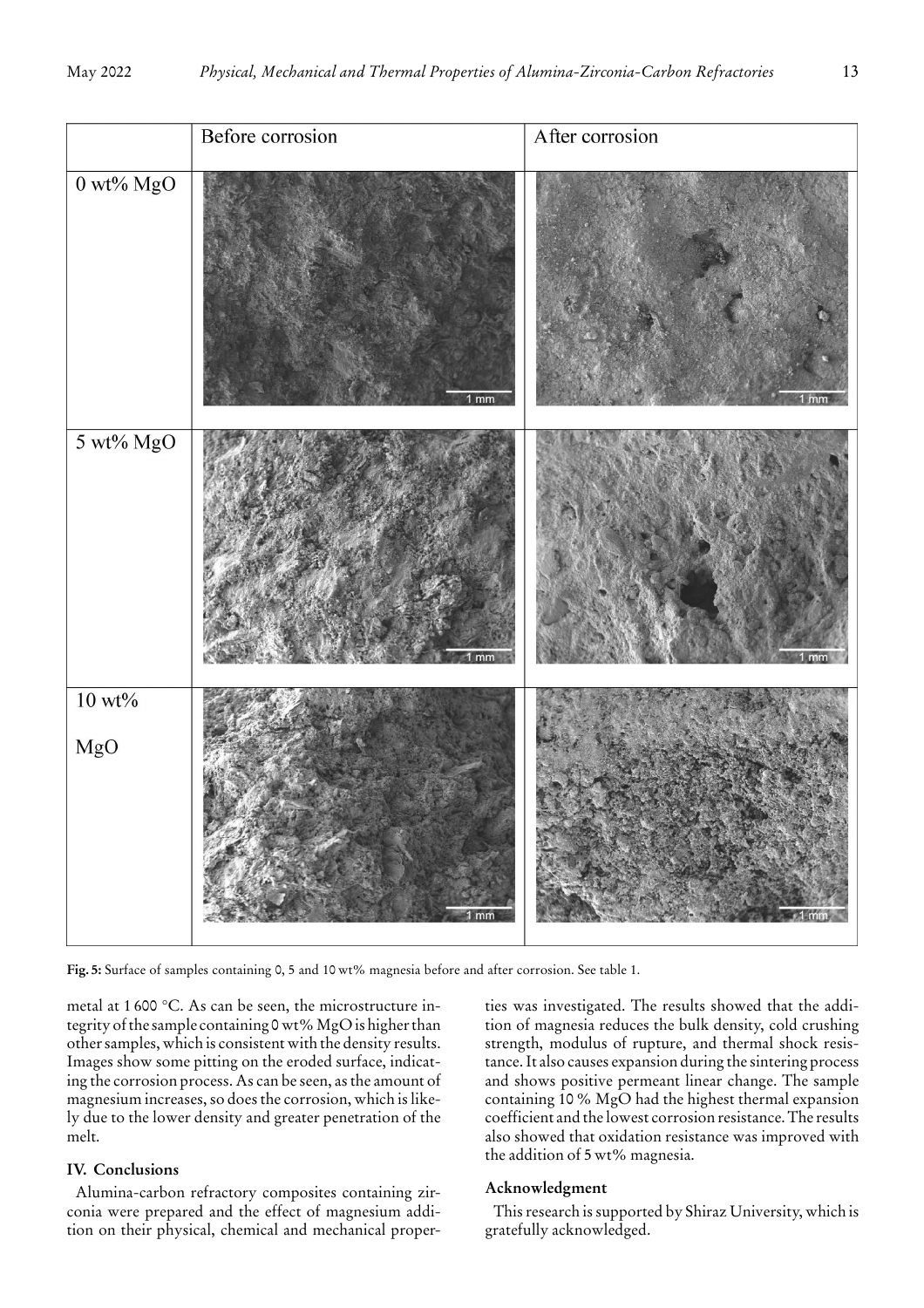| | Before corrosion | After corrosion |
|---|---|---|
| 0 wt% MgO | | |
| 5 wt% MgO | | |
| 10 wt% MgO | | |

**Fig. 5:** Surface of samples containing 0, 5 and 10 wt% magnesia before and after corrosion. See table 1.

metal at 1 600 °C. As can be seen, the microstructure integrity of the sample containing 0 wt% MgO is higher than other samples, which is consistent with the density results. Images show some pitting on the eroded surface, indicating the corrosion process. As can be seen, as the amount of magnesium increases, so does the corrosion, which is likely due to the lower density and greater penetration of the melt.

## IV. Conclusions

Alumina-carbon refractory composites containing zirconia were prepared and the effect of magnesium addition on their physical, chemical and mechanical properties was investigated. The results showed that the addition of magnesia reduces the bulk density, cold crushing strength, modulus of rupture, and thermal shock resistance. It also causes expansion during the sintering process and shows positive permeant linear change. The sample containing 10 % MgO had the highest thermal expansion coefficient and the lowest corrosion resistance. The results also showed that oxidation resistance was improved with the addition of 5 wt% magnesia.

## Acknowledgment

This research is supported by Shiraz University, which is gratefully acknowledged.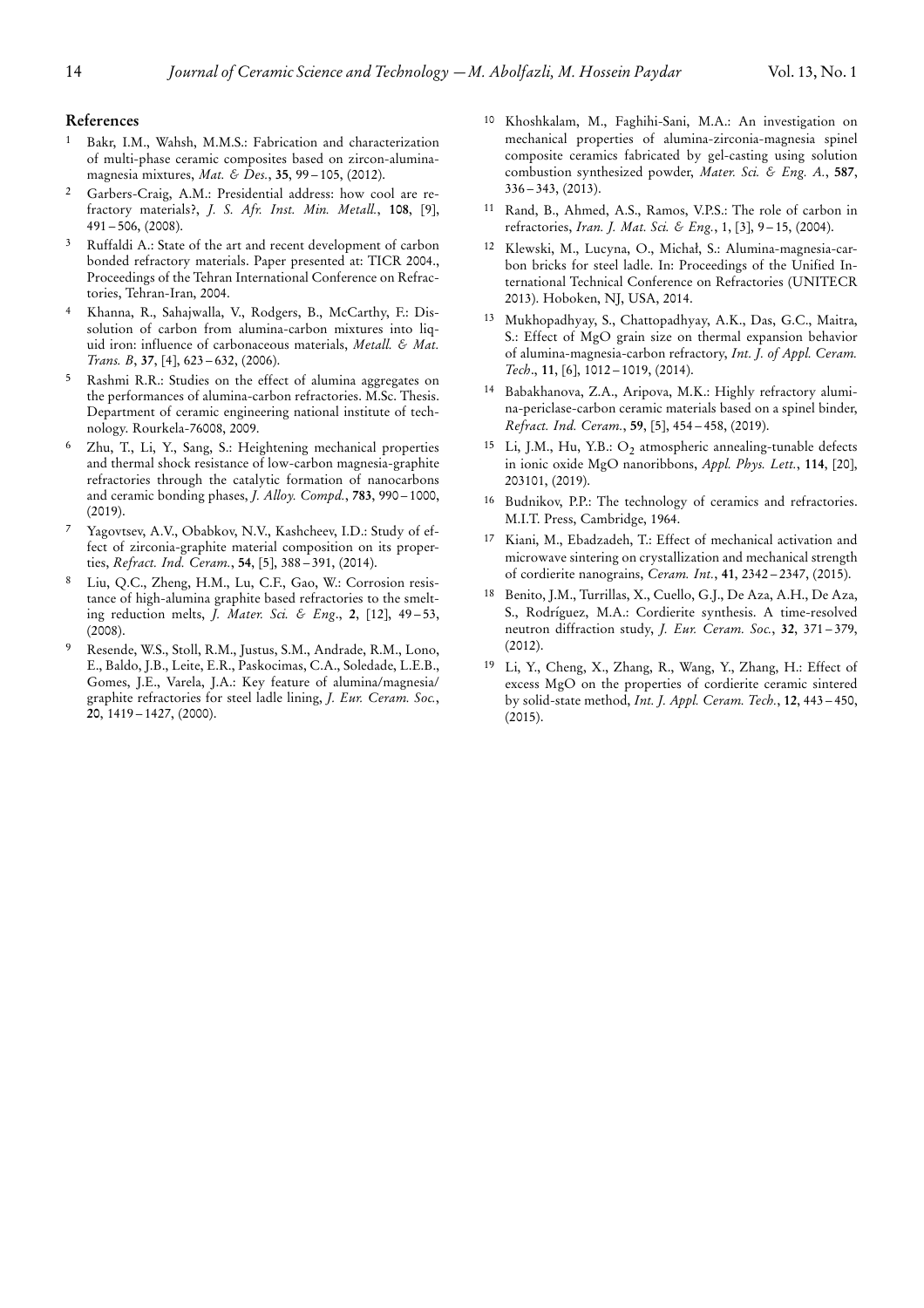## References

1. Bakr, I.M., Wahsh, M.M.S.: Fabrication and characterization of multi-phase ceramic composites based on zircon-alumina-magnesia mixtures, *Mat. & Des.*, **35**, 99–105, (2012).
2. Garbers-Craig, A.M.: Presidential address: how cool are refractory materials?, *J. S. Afr. Inst. Min. Metall.*, **108**, [9], 491–506, (2008).
3. Ruffaldi A.: State of the art and recent development of carbon bonded refractory materials. Paper presented at: TICR 2004., Proceedings of the Tehran International Conference on Refractories, Tehran-Iran, 2004.
4. Khanna, R., Sahajwalla, V., Rodgers, B., McCarthy, F.: Dissolution of carbon from alumina-carbon mixtures into liquid iron: influence of carbonaceous materials, *Metall. & Mat. Trans. B*, **37**, [4], 623–632, (2006).
5. Rashmi R.R.: Studies on the effect of alumina aggregates on the performances of alumina-carbon refractories. M.Sc. Thesis. Department of ceramic engineering national institute of technology. Rourkela-76008, 2009.
6. Zhu, T., Li, Y., Sang, S.: Heightening mechanical properties and thermal shock resistance of low-carbon magnesia-graphite refractories through the catalytic formation of nanocarbons and ceramic bonding phases, *J. Alloy. Compd.*, **783**, 990–1000, (2019).
7. Yagovtsev, A.V., Obabkov, N.V., Kashcheev, I.D.: Study of effect of zirconia-graphite material composition on its properties, *Refract. Ind. Ceram.*, **54**, [5], 388–391, (2014).
8. Liu, Q.C., Zheng, H.M., Lu, C.F., Gao, W.: Corrosion resistance of high-alumina graphite based refractories to the smelting reduction melts, *J. Mater. Sci. & Eng.*, **2**, [12], 49–53, (2008).
9. Resende, W.S., Stoll, R.M., Justus, S.M., Andrade, R.M., Lono, E., Baldo, J.B., Leite, E.R., Paskocimas, C.A., Soledade, L.E.B., Gomes, J.E., Varela, J.A.: Key feature of alumina/magnesia/graphite refractories for steel ladle lining, *J. Eur. Ceram. Soc.*, **20**, 1419–1427, (2000).
10. Khoshkalam, M., Faghihi-Sani, M.A.: An investigation on mechanical properties of alumina-zirconia-magnesia spinel composite ceramics fabricated by gel-casting using solution combustion synthesized powder, *Mater. Sci. & Eng. A.*, **587**, 336–343, (2013).
11. Rand, B., Ahmed, A.S., Ramos, V.P.S.: The role of carbon in refractories, *Iran. J. Mat. Sci. & Eng.*, 1, [3], 9–15, (2004).
12. Klewski, M., Lucyna, O., Michał, S.: Alumina-magnesia-carbon bricks for steel ladle. In: Proceedings of the Unified International Technical Conference on Refractories (UNITECR 2013). Hoboken, NJ, USA, 2014.
13. Mukhopadhyay, S., Chattopadhyay, A.K., Das, G.C., Maitra, S.: Effect of MgO grain size on thermal expansion behavior of alumina-magnesia-carbon refractory, *Int. J. of Appl. Ceram. Tech*., **11**, [6], 1012–1019, (2014).
14. Babakhanova, Z.A., Aripova, M.K.: Highly refractory alumina-periclase-carbon ceramic materials based on a spinel binder, *Refract. Ind. Ceram.*, **59**, [5], 454–458, (2019).
15. Li, J.M., Hu, Y.B.: $O_2$ atmospheric annealing-tunable defects in ionic oxide MgO nanoribbons, *Appl. Phys. Lett.*, **114**, [20], 203101, (2019).
16. Budnikov, P.P.: The technology of ceramics and refractories. M.I.T. Press, Cambridge, 1964.
17. Kiani, M., Ebadzadeh, T.: Effect of mechanical activation and microwave sintering on crystallization and mechanical strength of cordierite nanograins, *Ceram. Int.*, **41**, 2342–2347, (2015).
18. Benito, J.M., Turrillas, X., Cuello, G.J., De Aza, A.H., De Aza, S., Rodríguez, M.A.: Cordierite synthesis. A time-resolved neutron diffraction study, *J. Eur. Ceram. Soc.*, **32**, 371–379, (2012).
19. Li, Y., Cheng, X., Zhang, R., Wang, Y., Zhang, H.: Effect of excess MgO on the properties of cordierite ceramic sintered by solid-state method, *Int. J. Appl. Ceram. Tech.*, **12**, 443–450, (2015).